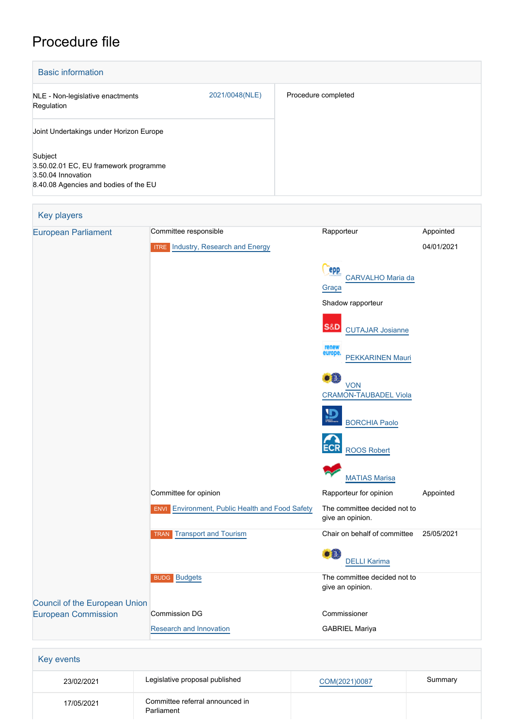# Procedure file

## Basic information

| | | |
|---|---|---|
| NLE - Non-legislative enactments<br>Regulation | 2021/0048(NLE) | Procedure completed |
| Joint Undertakings under Horizon Europe<br><br>Subject<br>3.50.02.01 EC, EU framework programme<br>3.50.04 Innovation<br>8.40.08 Agencies and bodies of the EU | | |

## Key players

| | | | |
|---|---|---|---|
| European Parliament | Committee responsible | Rapporteur | Appointed |
| | ITRE Industry, Research and Energy | | 04/01/2021 |
| | | CARVALHO Maria da Graça | |
| | | Shadow rapporteur | |
| | | CUTAJAR Josianne | |
| | | PEKKARINEN Mauri | |
| | | VON CRAMON-TAUBADEL Viola | |
| | | BORCHIA Paolo | |
| | | ROOS Robert | |
| | | MATIAS Marisa | |
| | Committee for opinion | Rapporteur for opinion | Appointed |
| | ENVI Environment, Public Health and Food Safety | The committee decided not to give an opinion. | |
| | TRAN Transport and Tourism | Chair on behalf of committee | 25/05/2021 |
| | | DELLI Karima | |
| | BUDG Budgets | The committee decided not to give an opinion. | |
| Council of the European Union | | | |
| European Commission | Commission DG | Commissioner | |
| | Research and Innovation | GABRIEL Mariya | |

## Key events

| | | | |
|---|---|---|---|
| 23/02/2021 | Legislative proposal published | COM(2021)0087 | Summary |
| 17/05/2021 | Committee referral announced in Parliament | | |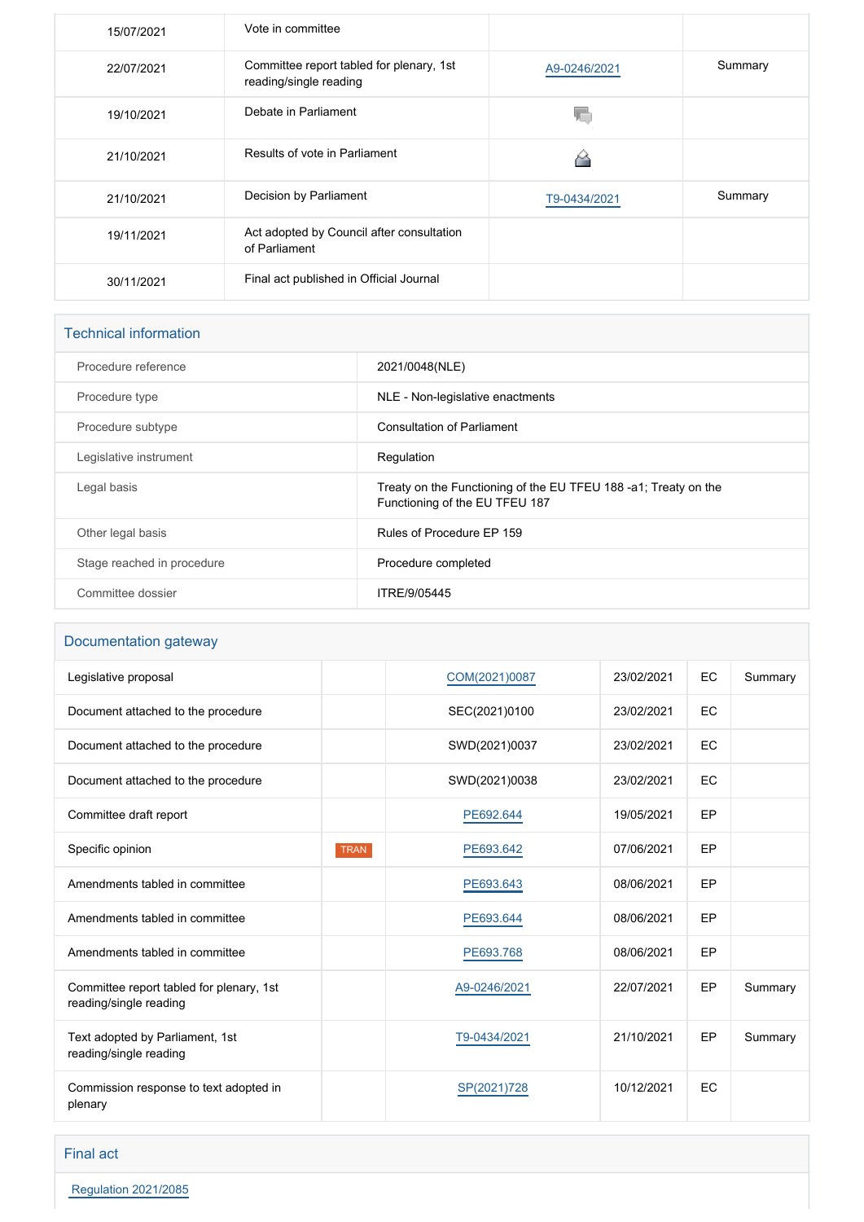| | | | |
|---|---|---|---|
| 15/07/2021 | Vote in committee | | |
| 22/07/2021 | Committee report tabled for plenary, 1st reading/single reading | A9-0246/2021 | Summary |
| 19/10/2021 | Debate in Parliament | | |
| 21/10/2021 | Results of vote in Parliament | | |
| 21/10/2021 | Decision by Parliament | T9-0434/2021 | Summary |
| 19/11/2021 | Act adopted by Council after consultation of Parliament | | |
| 30/11/2021 | Final act published in Official Journal | | |

## Technical information

| | |
|---|---|
| Procedure reference | 2021/0048(NLE) |
| Procedure type | NLE - Non-legislative enactments |
| Procedure subtype | Consultation of Parliament |
| Legislative instrument | Regulation |
| Legal basis | Treaty on the Functioning of the EU TFEU 188 -a1; Treaty on the Functioning of the EU TFEU 187 |
| Other legal basis | Rules of Procedure EP 159 |
| Stage reached in procedure | Procedure completed |
| Committee dossier | ITRE/9/05445 |

## Documentation gateway

| | | | | | |
|---|---|---|---|---|---|
| Legislative proposal | | COM(2021)0087 | 23/02/2021 | EC | Summary |
| Document attached to the procedure | | SEC(2021)0100 | 23/02/2021 | EC | |
| Document attached to the procedure | | SWD(2021)0037 | 23/02/2021 | EC | |
| Document attached to the procedure | | SWD(2021)0038 | 23/02/2021 | EC | |
| Committee draft report | | PE692.644 | 19/05/2021 | EP | |
| Specific opinion | TRAN | PE693.642 | 07/06/2021 | EP | |
| Amendments tabled in committee | | PE693.643 | 08/06/2021 | EP | |
| Amendments tabled in committee | | PE693.644 | 08/06/2021 | EP | |
| Amendments tabled in committee | | PE693.768 | 08/06/2021 | EP | |
| Committee report tabled for plenary, 1st reading/single reading | | A9-0246/2021 | 22/07/2021 | EP | Summary |
| Text adopted by Parliament, 1st reading/single reading | | T9-0434/2021 | 21/10/2021 | EP | Summary |
| Commission response to text adopted in plenary | | SP(2021)728 | 10/12/2021 | EC | |

## Final act

Regulation 2021/2085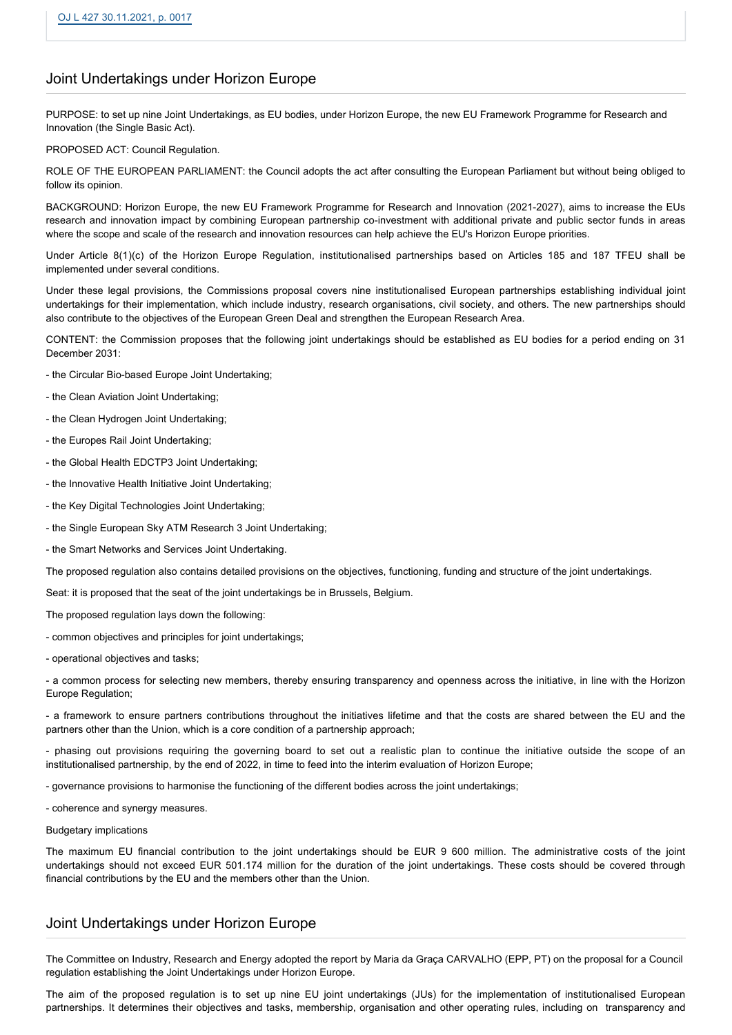OJ L 427 30.11.2021, p. 0017

## Joint Undertakings under Horizon Europe

PURPOSE: to set up nine Joint Undertakings, as EU bodies, under Horizon Europe, the new EU Framework Programme for Research and Innovation (the Single Basic Act).

PROPOSED ACT: Council Regulation.

ROLE OF THE EUROPEAN PARLIAMENT: the Council adopts the act after consulting the European Parliament but without being obliged to follow its opinion.

BACKGROUND: Horizon Europe, the new EU Framework Programme for Research and Innovation (2021-2027), aims to increase the EUs research and innovation impact by combining European partnership co-investment with additional private and public sector funds in areas where the scope and scale of the research and innovation resources can help achieve the EU's Horizon Europe priorities.

Under Article 8(1)(c) of the Horizon Europe Regulation, institutionalised partnerships based on Articles 185 and 187 TFEU shall be implemented under several conditions.

Under these legal provisions, the Commissions proposal covers nine institutionalised European partnerships establishing individual joint undertakings for their implementation, which include industry, research organisations, civil society, and others. The new partnerships should also contribute to the objectives of the European Green Deal and strengthen the European Research Area.

CONTENT: the Commission proposes that the following joint undertakings should be established as EU bodies for a period ending on 31 December 2031:

- the Circular Bio-based Europe Joint Undertaking;
- the Clean Aviation Joint Undertaking;
- the Clean Hydrogen Joint Undertaking;
- the Europes Rail Joint Undertaking;
- the Global Health EDCTP3 Joint Undertaking;
- the Innovative Health Initiative Joint Undertaking;
- the Key Digital Technologies Joint Undertaking;
- the Single European Sky ATM Research 3 Joint Undertaking;
- the Smart Networks and Services Joint Undertaking.

The proposed regulation also contains detailed provisions on the objectives, functioning, funding and structure of the joint undertakings.

Seat: it is proposed that the seat of the joint undertakings be in Brussels, Belgium.

The proposed regulation lays down the following:

- common objectives and principles for joint undertakings;
- operational objectives and tasks;
- a common process for selecting new members, thereby ensuring transparency and openness across the initiative, in line with the Horizon Europe Regulation;
- a framework to ensure partners contributions throughout the initiatives lifetime and that the costs are shared between the EU and the partners other than the Union, which is a core condition of a partnership approach;
- phasing out provisions requiring the governing board to set out a realistic plan to continue the initiative outside the scope of an institutionalised partnership, by the end of 2022, in time to feed into the interim evaluation of Horizon Europe;
- governance provisions to harmonise the functioning of the different bodies across the joint undertakings;
- coherence and synergy measures.

Budgetary implications

The maximum EU financial contribution to the joint undertakings should be EUR 9 600 million. The administrative costs of the joint undertakings should not exceed EUR 501.174 million for the duration of the joint undertakings. These costs should be covered through financial contributions by the EU and the members other than the Union.

## Joint Undertakings under Horizon Europe

The Committee on Industry, Research and Energy adopted the report by Maria da Graça CARVALHO (EPP, PT) on the proposal for a Council regulation establishing the Joint Undertakings under Horizon Europe.

The aim of the proposed regulation is to set up nine EU joint undertakings (JUs) for the implementation of institutionalised European partnerships. It determines their objectives and tasks, membership, organisation and other operating rules, including on transparency and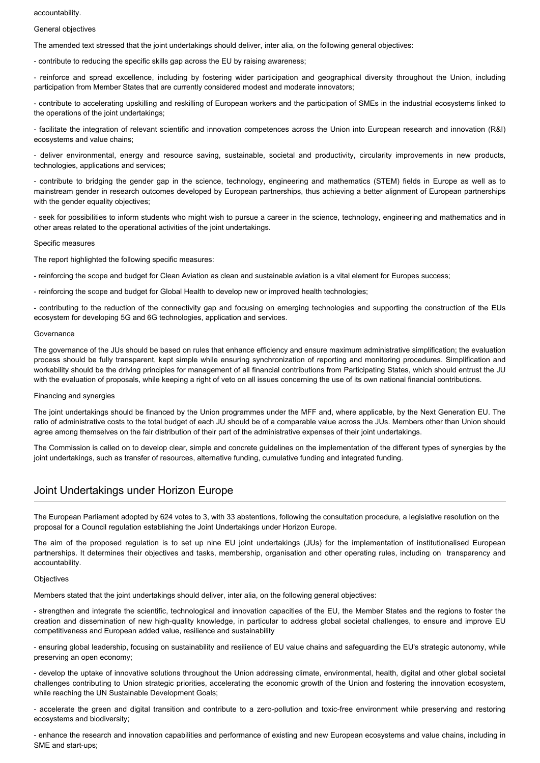accountability.

General objectives

The amended text stressed that the joint undertakings should deliver, inter alia, on the following general objectives:

- contribute to reducing the specific skills gap across the EU by raising awareness;

- reinforce and spread excellence, including by fostering wider participation and geographical diversity throughout the Union, including participation from Member States that are currently considered modest and moderate innovators;

- contribute to accelerating upskilling and reskilling of European workers and the participation of SMEs in the industrial ecosystems linked to the operations of the joint undertakings;

- facilitate the integration of relevant scientific and innovation competences across the Union into European research and innovation (R&I) ecosystems and value chains;

- deliver environmental, energy and resource saving, sustainable, societal and productivity, circularity improvements in new products, technologies, applications and services;

- contribute to bridging the gender gap in the science, technology, engineering and mathematics (STEM) fields in Europe as well as to mainstream gender in research outcomes developed by European partnerships, thus achieving a better alignment of European partnerships with the gender equality objectives;

- seek for possibilities to inform students who might wish to pursue a career in the science, technology, engineering and mathematics and in other areas related to the operational activities of the joint undertakings.

Specific measures

The report highlighted the following specific measures:

- reinforcing the scope and budget for Clean Aviation as clean and sustainable aviation is a vital element for Europes success;

- reinforcing the scope and budget for Global Health to develop new or improved health technologies;

- contributing to the reduction of the connectivity gap and focusing on emerging technologies and supporting the construction of the EUs ecosystem for developing 5G and 6G technologies, application and services.

Governance

The governance of the JUs should be based on rules that enhance efficiency and ensure maximum administrative simplification; the evaluation process should be fully transparent, kept simple while ensuring synchronization of reporting and monitoring procedures. Simplification and workability should be the driving principles for management of all financial contributions from Participating States, which should entrust the JU with the evaluation of proposals, while keeping a right of veto on all issues concerning the use of its own national financial contributions.

Financing and synergies

The joint undertakings should be financed by the Union programmes under the MFF and, where applicable, by the Next Generation EU. The ratio of administrative costs to the total budget of each JU should be of a comparable value across the JUs. Members other than Union should agree among themselves on the fair distribution of their part of the administrative expenses of their joint undertakings.

The Commission is called on to develop clear, simple and concrete guidelines on the implementation of the different types of synergies by the joint undertakings, such as transfer of resources, alternative funding, cumulative funding and integrated funding.

## Joint Undertakings under Horizon Europe

The European Parliament adopted by 624 votes to 3, with 33 abstentions, following the consultation procedure, a legislative resolution on the proposal for a Council regulation establishing the Joint Undertakings under Horizon Europe.

The aim of the proposed regulation is to set up nine EU joint undertakings (JUs) for the implementation of institutionalised European partnerships. It determines their objectives and tasks, membership, organisation and other operating rules, including on transparency and accountability.

Objectives

Members stated that the joint undertakings should deliver, inter alia, on the following general objectives:

- strengthen and integrate the scientific, technological and innovation capacities of the EU, the Member States and the regions to foster the creation and dissemination of new high-quality knowledge, in particular to address global societal challenges, to ensure and improve EU competitiveness and European added value, resilience and sustainability

- ensuring global leadership, focusing on sustainability and resilience of EU value chains and safeguarding the EU's strategic autonomy, while preserving an open economy;

- develop the uptake of innovative solutions throughout the Union addressing climate, environmental, health, digital and other global societal challenges contributing to Union strategic priorities, accelerating the economic growth of the Union and fostering the innovation ecosystem, while reaching the UN Sustainable Development Goals;

- accelerate the green and digital transition and contribute to a zero-pollution and toxic-free environment while preserving and restoring ecosystems and biodiversity;

- enhance the research and innovation capabilities and performance of existing and new European ecosystems and value chains, including in SME and start-ups;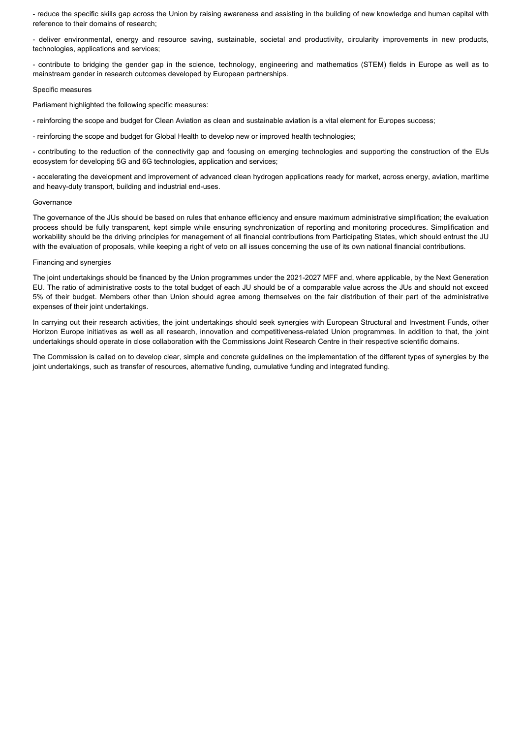- reduce the specific skills gap across the Union by raising awareness and assisting in the building of new knowledge and human capital with reference to their domains of research;

- deliver environmental, energy and resource saving, sustainable, societal and productivity, circularity improvements in new products, technologies, applications and services;

- contribute to bridging the gender gap in the science, technology, engineering and mathematics (STEM) fields in Europe as well as to mainstream gender in research outcomes developed by European partnerships.

Specific measures

Parliament highlighted the following specific measures:

- reinforcing the scope and budget for Clean Aviation as clean and sustainable aviation is a vital element for Europes success;

- reinforcing the scope and budget for Global Health to develop new or improved health technologies;

- contributing to the reduction of the connectivity gap and focusing on emerging technologies and supporting the construction of the EUs ecosystem for developing 5G and 6G technologies, application and services;

- accelerating the development and improvement of advanced clean hydrogen applications ready for market, across energy, aviation, maritime and heavy-duty transport, building and industrial end-uses.

Governance

The governance of the JUs should be based on rules that enhance efficiency and ensure maximum administrative simplification; the evaluation process should be fully transparent, kept simple while ensuring synchronization of reporting and monitoring procedures. Simplification and workability should be the driving principles for management of all financial contributions from Participating States, which should entrust the JU with the evaluation of proposals, while keeping a right of veto on all issues concerning the use of its own national financial contributions.

Financing and synergies

The joint undertakings should be financed by the Union programmes under the 2021-2027 MFF and, where applicable, by the Next Generation EU. The ratio of administrative costs to the total budget of each JU should be of a comparable value across the JUs and should not exceed 5% of their budget. Members other than Union should agree among themselves on the fair distribution of their part of the administrative expenses of their joint undertakings.

In carrying out their research activities, the joint undertakings should seek synergies with European Structural and Investment Funds, other Horizon Europe initiatives as well as all research, innovation and competitiveness-related Union programmes. In addition to that, the joint undertakings should operate in close collaboration with the Commissions Joint Research Centre in their respective scientific domains.

The Commission is called on to develop clear, simple and concrete guidelines on the implementation of the different types of synergies by the joint undertakings, such as transfer of resources, alternative funding, cumulative funding and integrated funding.